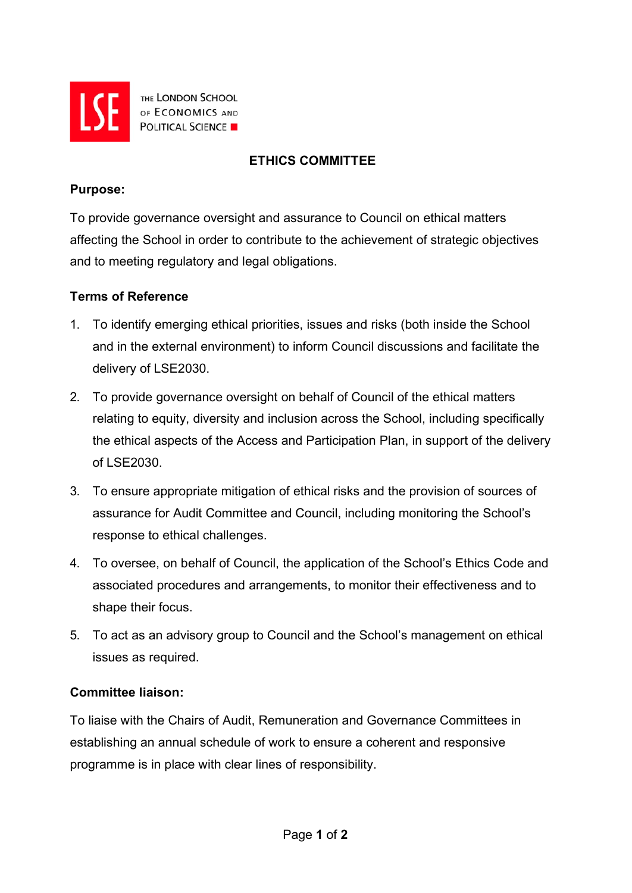THE LONDON SCHOOL OF ECONOMICS AND POLITICAL SCIENCE

# ETHICS COMMITTEE

**Purpose:**

To provide governance oversight and assurance to Council on ethical matters affecting the School in order to contribute to the achievement of strategic objectives and to meeting regulatory and legal obligations.

**Terms of Reference**

1. To identify emerging ethical priorities, issues and risks (both inside the School and in the external environment) to inform Council discussions and facilitate the delivery of LSE2030.
2. To provide governance oversight on behalf of Council of the ethical matters relating to equity, diversity and inclusion across the School, including specifically the ethical aspects of the Access and Participation Plan, in support of the delivery of LSE2030.
3. To ensure appropriate mitigation of ethical risks and the provision of sources of assurance for Audit Committee and Council, including monitoring the School's response to ethical challenges.
4. To oversee, on behalf of Council, the application of the School's Ethics Code and associated procedures and arrangements, to monitor their effectiveness and to shape their focus.
5. To act as an advisory group to Council and the School's management on ethical issues as required.

**Committee liaison:**

To liaise with the Chairs of Audit, Remuneration and Governance Committees in establishing an annual schedule of work to ensure a coherent and responsive programme is in place with clear lines of responsibility.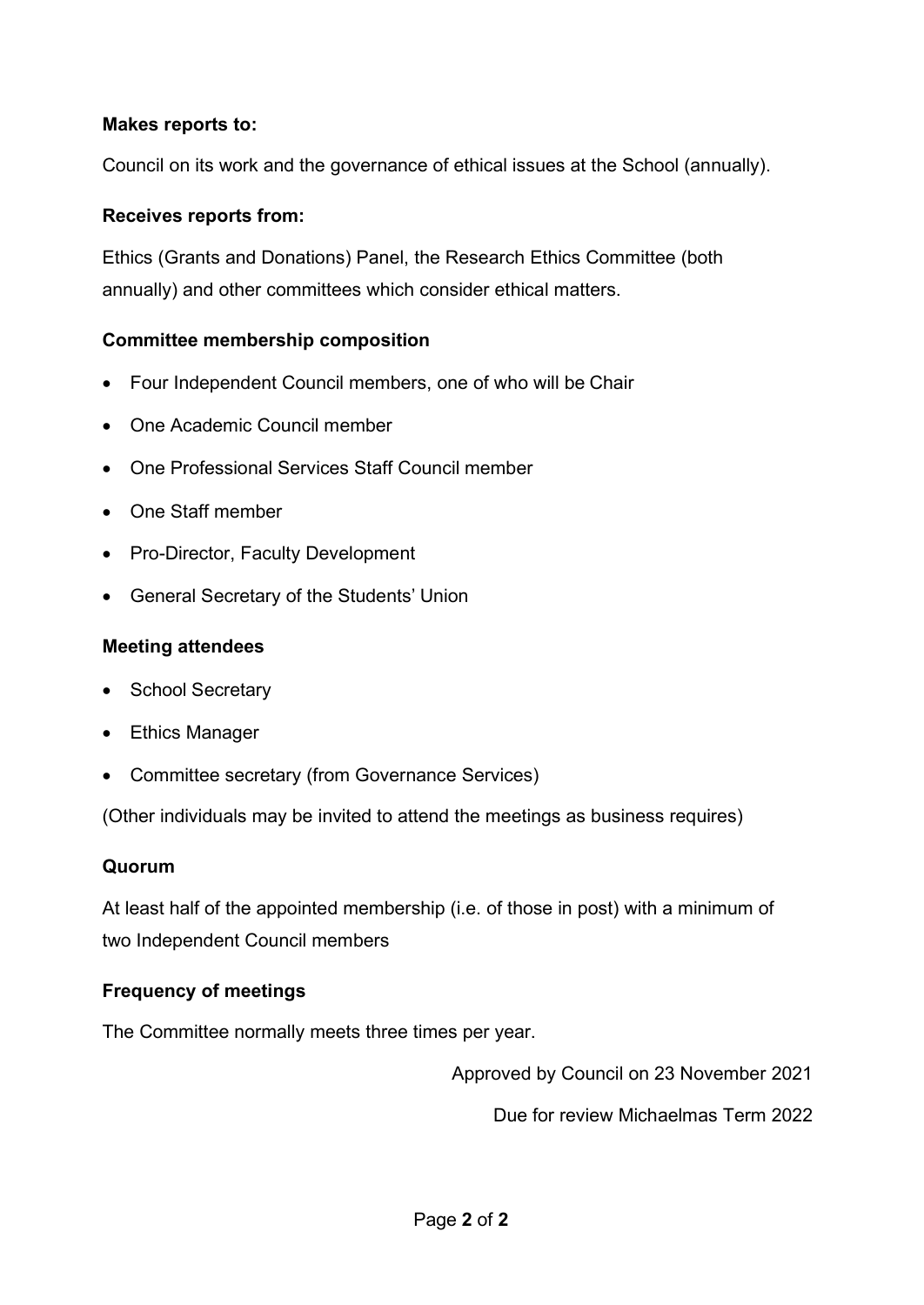**Makes reports to:**

Council on its work and the governance of ethical issues at the School (annually).

**Receives reports from:**

Ethics (Grants and Donations) Panel, the Research Ethics Committee (both annually) and other committees which consider ethical matters.

**Committee membership composition**

- Four Independent Council members, one of who will be Chair
- One Academic Council member
- One Professional Services Staff Council member
- One Staff member
- Pro-Director, Faculty Development
- General Secretary of the Students' Union

**Meeting attendees**

- School Secretary
- Ethics Manager
- Committee secretary (from Governance Services)

(Other individuals may be invited to attend the meetings as business requires)

**Quorum**

At least half of the appointed membership (i.e. of those in post) with a minimum of two Independent Council members

**Frequency of meetings**

The Committee normally meets three times per year.

Approved by Council on 23 November 2021

Due for review Michaelmas Term 2022